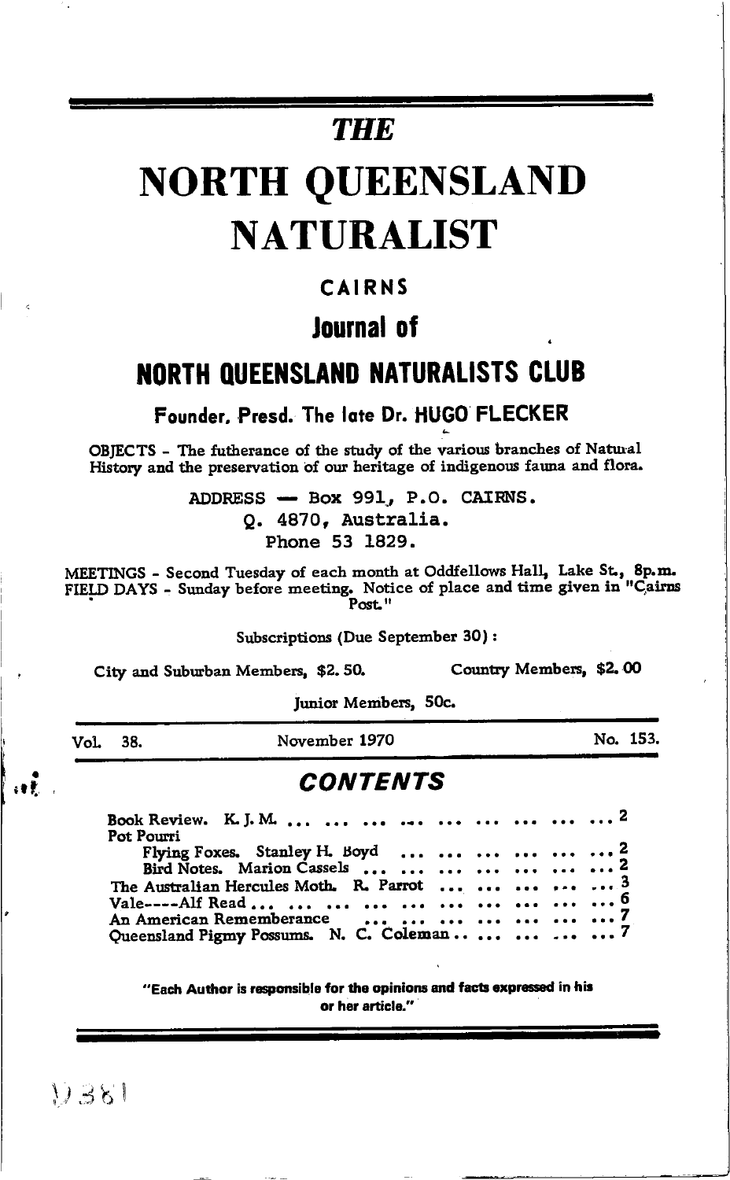# THE

# NORTH QUEENSLAND NATURALIST

## CAIRNS

## Journal of

## NORTH QUEENSLAND NATURALISTS CLUB

### Founder, Presd. The late Dr. HUGO FLECKER

OBJECTS - The futherance of the study of the various branches of Natural History and the preservation of our heritage of indigenous fauna and flora.

ADDRESS — Box 991, P.O. CAIRNS.
Q. 4870, Australia.
Phone 53 1829.

MEETINGS - Second Tuesday of each month at Oddfellows Hall, Lake St., 8p.m.
FIELD DAYS - Sunday before meeting. Notice of place and time given in "Cairns Post."

Subscriptions (Due September 30):

City and Suburban Members, $2.50. Country Members, $2.00

Junior Members, 50c.

Vol. 38. November 1970 No. 153.

## CONTENTS

Book Review. K. J. M. ... 2
Pot Pourri
- Flying Foxes. Stanley H. Boyd ... 2
- Bird Notes. Marion Cassels ... 2

The Australian Hercules Moth. R. Parrot ... 3
Vale----Alf Read ... 6
An American Rememberance ... 7
Queensland Pigmy Possums. N. C. Coleman ... 7

**"Each Author is responsible for the opinions and facts expressed in his or her article."**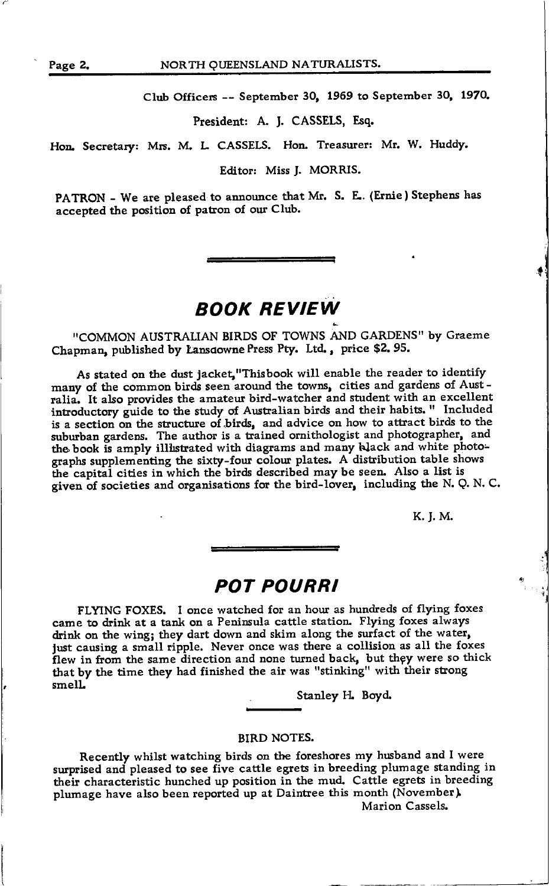Club Officers -- September 30, 1969 to September 30, 1970.

President: A. J. CASSELS, Esq.

Hon. Secretary: Mrs. M. L. CASSELS. Hon. Treasurer: Mr. W. Huddy.

Editor: Miss J. MORRIS.

PATRON - We are pleased to announce that Mr. S. E. (Ernie) Stephens has accepted the position of patron of our Club.

## BOOK REVIEW

"COMMON AUSTRALIAN BIRDS OF TOWNS AND GARDENS" by Graeme Chapman, published by Lansdowne Press Pty. Ltd., price $2.95.

As stated on the dust jacket,"Thisbook will enable the reader to identify many of the common birds seen around the towns, cities and gardens of Australia. It also provides the amateur bird-watcher and student with an excellent introductory guide to the study of Australian birds and their habits." Included is a section on the structure of birds, and advice on how to attract birds to the suburban gardens. The author is a trained ornithologist and photographer, and the book is amply illustrated with diagrams and many black and white photographs supplementing the sixty-four colour plates. A distribution table shows the capital cities in which the birds described may be seen. Also a list is given of societies and organisations for the bird-lover, including the N. Q. N. C.

K. J. M.

## POT POURRI

FLYING FOXES. I once watched for an hour as hundreds of flying foxes came to drink at a tank on a Peninsula cattle station. Flying foxes always drink on the wing; they dart down and skim along the surfact of the water, just causing a small ripple. Never once was there a collision as all the foxes flew in from the same direction and none turned back, but they were so thick that by the time they had finished the air was "stinking" with their strong smell.

Stanley H. Boyd.

### BIRD NOTES.

Recently whilst watching birds on the foreshores my husband and I were surprised and pleased to see five cattle egrets in breeding plumage standing in their characteristic hunched up position in the mud. Cattle egrets in breeding plumage have also been reported up at Daintree this month (November).

Marion Cassels.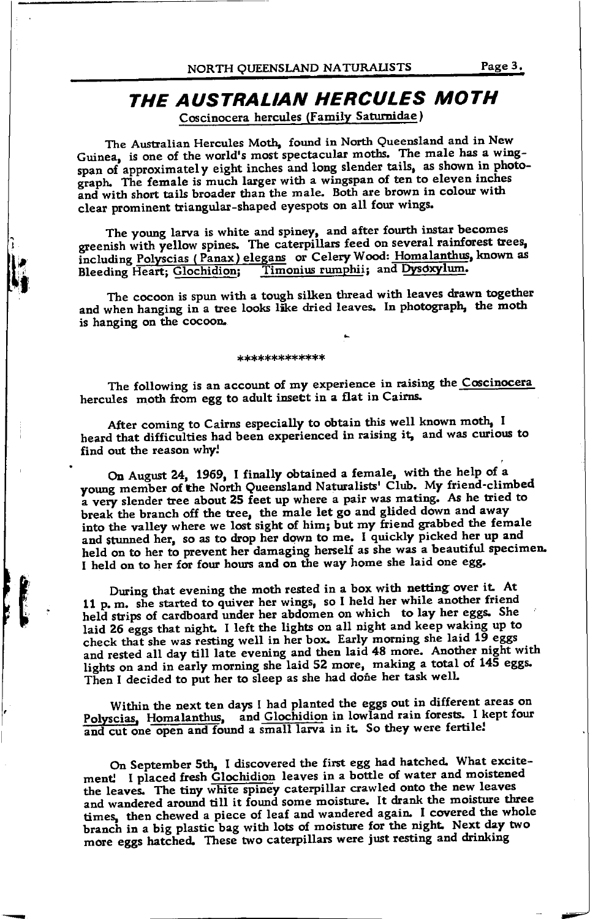# THE AUSTRALIAN HERCULES MOTH

Coscinocera hercules (Family Saturnidae)

The Australian Hercules Moth, found in North Queensland and in New Guinea, is one of the world's most spectacular moths. The male has a wing-span of approximately eight inches and long slender tails, as shown in photograph. The female is much larger with a wingspan of ten to eleven inches and with short tails broader than the male. Both are brown in colour with clear prominent triangular-shaped eyespots on all four wings.

The young larva is white and spiney, and after fourth instar becomes greenish with yellow spines. The caterpillars feed on several rainforest trees, including Polyscias (Panax) elegans or Celery Wood: Homalanthus, known as Bleeding Heart; Glochidion; Timonius rumphii; and Dysoxylum.

The cocoon is spun with a tough silken thread with leaves drawn together and when hanging in a tree looks like dried leaves. In photograph, the moth is hanging on the cocoon.

\*\*\*\*\*\*\*\*\*\*\*\*\*

The following is an account of my experience in raising the Coscinocera hercules moth from egg to adult insect in a flat in Cairns.

After coming to Cairns especially to obtain this well known moth, I heard that difficulties had been experienced in raising it, and was curious to find out the reason why!

On August 24, 1969, I finally obtained a female, with the help of a young member of the North Queensland Naturalists' Club. My friend-climbed a very slender tree about 25 feet up where a pair was mating. As he tried to break the branch off the tree, the male let go and glided down and away into the valley where we lost sight of him; but my friend grabbed the female and stunned her, so as to drop her down to me. I quickly picked her up and held on to her to prevent her damaging herself as she was a beautiful specimen. I held on to her for four hours and on the way home she laid one egg.

During that evening the moth rested in a box with netting over it. At 11 p.m. she started to quiver her wings, so I held her while another friend held strips of cardboard under her abdomen on which to lay her eggs. She laid 26 eggs that night. I left the lights on all night and keep waking up to check that she was resting well in her box. Early morning she laid 19 eggs and rested all day till late evening and then laid 48 more. Another night with lights on and in early morning she laid 52 more, making a total of 145 eggs. Then I decided to put her to sleep as she had done her task well.

Within the next ten days I had planted the eggs out in different areas on Polyscias, Homalanthus, and Glochidion in lowland rain forests. I kept four and cut one open and found a small larva in it. So they were fertile!

On September 5th, I discovered the first egg had hatched. What excitement! I placed fresh Glochidion leaves in a bottle of water and moistened the leaves. The tiny white spiney caterpillar crawled onto the new leaves and wandered around till it found some moisture. It drank the moisture three times, then chewed a piece of leaf and wandered again. I covered the whole branch in a big plastic bag with lots of moisture for the night. Next day two more eggs hatched. These two caterpillars were just resting and drinking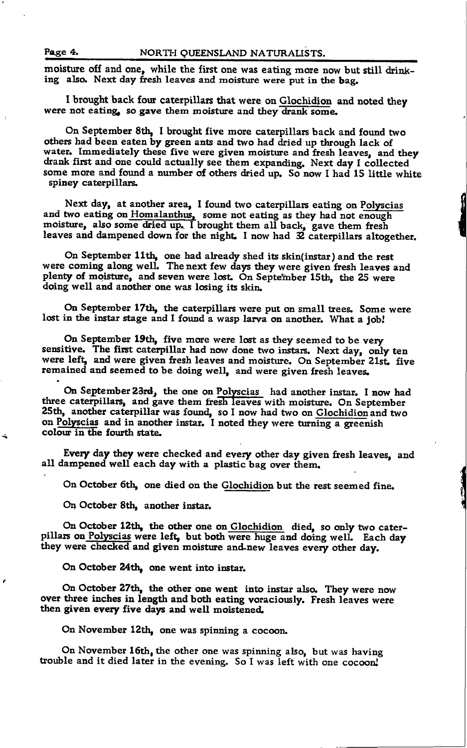moisture off and one, while the first one was eating more now but still drinking also. Next day fresh leaves and moisture were put in the bag.

I brought back four caterpillars that were on Glochidion and noted they were not eating, so gave them moisture and they drank some.

On September 8th, I brought five more caterpillars back and found two others had been eaten by green ants and two had dried up through lack of water. Immediately these five were given moisture and fresh leaves, and they drank first and one could actually see them expanding. Next day I collected some more and found a number of others dried up. So now I had 15 little white spiney caterpillars.

Next day, at another area, I found two caterpillars eating on Polyscias and two eating on Homalanthus, some not eating as they had not enough moisture, also some dried up. I brought them all back, gave them fresh leaves and dampened down for the night. I now had 32 caterpillars altogether.

On September 11th, one had already shed its skin(instar) and the rest were coming along well. The next few days they were given fresh leaves and plenty of moisture, and seven were lost. On September 15th, the 25 were doing well and another one was losing its skin.

On September 17th, the caterpillars were put on small trees. Some were lost in the instar stage and I found a wasp larva on another. What a job!

On September 19th, five more were lost as they seemed to be very sensitive. The first caterpillar had now done two instars. Next day, only ten were left, and were given fresh leaves and moisture. On September 21st. five remained and seemed to be doing well, and were given fresh leaves.

On September 23rd, the one on Polyscias had another instar. I now had three caterpillars, and gave them fresh leaves with moisture. On September 25th, another caterpillar was found, so I now had two on Glochidion and two on Polyscias and in another instar. I noted they were turning a greenish colour in the fourth state.

Every day they were checked and every other day given fresh leaves, and all dampened well each day with a plastic bag over them.

On October 6th, one died on the Glochidion but the rest seemed fine.

On October 8th, another instar.

On October 12th, the other one on Glochidion died, so only two caterpillars on Polyscias were left, but both were huge and doing well. Each day they were checked and given moisture and new leaves every other day.

On October 24th, one went into instar.

On October 27th, the other one went into instar also. They were now over three inches in length and both eating voraciously. Fresh leaves were then given every five days and well moistened.

On November 12th, one was spinning a cocoon.

On November 16th, the other one was spinning also, but was having trouble and it died later in the evening. So I was left with one cocoon!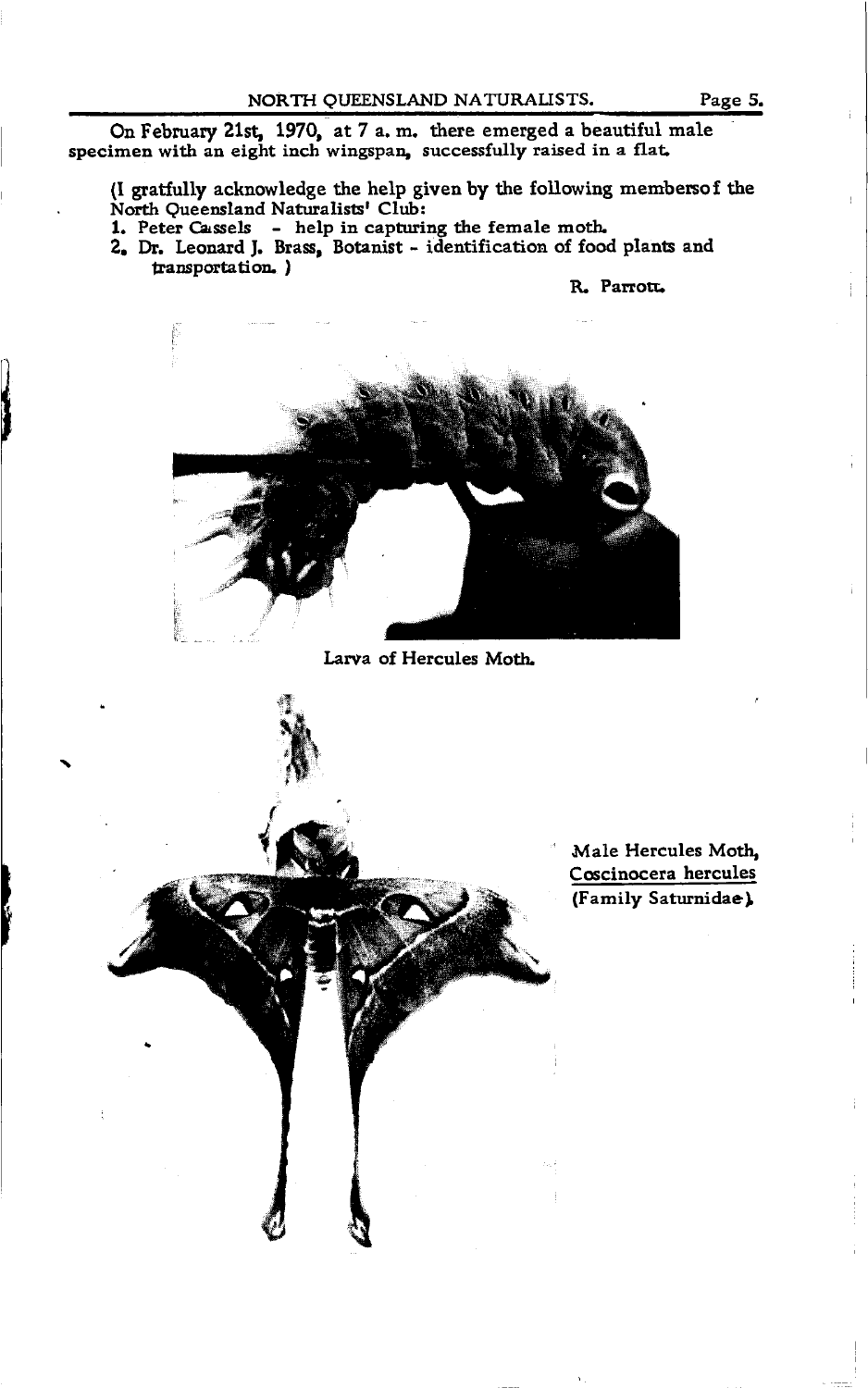On February 21st, 1970, at 7 a. m. there emerged a beautiful male specimen with an eight inch wingspan, successfully raised in a flat.

(I gratfully acknowledge the help given by the following membersof the North Queensland Naturalists' Club:

1. Peter Cassels - help in capturing the female moth.
2. Dr. Leonard J. Brass, Botanist - identification of food plants and transportation. )

R. Parrott.

Larva of Hercules Moth.

Male Hercules Moth, Coscinocera hercules (Family Saturnidae).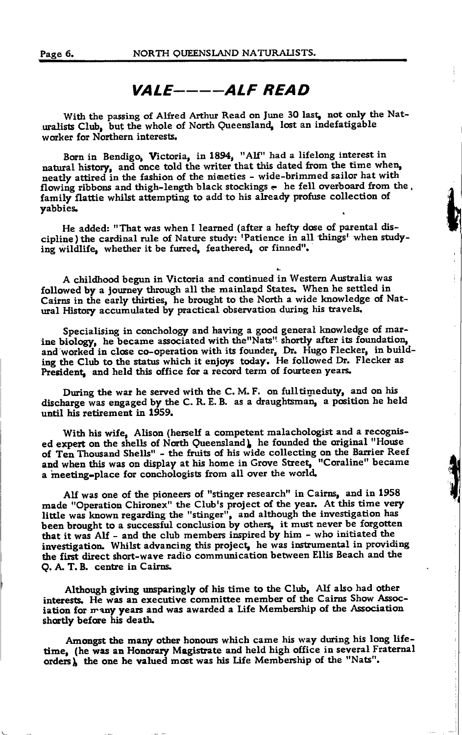# VALE-----ALF READ

With the passing of Alfred Arthur Read on June 30 last, not only the Naturalists Club, but the whole of North Queensland, lost an indefatigable worker for Northern interests.

Born in Bendigo, Victoria, in 1894, "Alf" had a lifelong interest in natural history, and once told the writer that this dated from the time when, neatly attired in the fashion of the nineties - wide-brimmed sailor hat with flowing ribbons and thigh-length black stockings - he fell overboard from the family flattie whilst attempting to add to his already profuse collection of yabbies.

He added: "That was when I learned (after a hefty dose of parental discipline) the cardinal rule of Nature study: 'Patience in all things' when studying wildlife, whether it be furred, feathered, or finned".

A childhood begun in Victoria and continued in Western Australia was followed by a journey through all the mainland States. When he settled in Cairns in the early thirties, he brought to the North a wide knowledge of Natural History accumulated by practical observation during his travels.

Specialising in conchology and having a good general knowledge of marine biology, he became associated with the"Nats" shortly after its foundation, and worked in close co-operation with its founder, Dr. Hugo Flecker, in building the Club to the status which it enjoys today. He followed Dr. Flecker as President, and held this office for a record term of fourteen years.

During the war he served with the C. M. F. on fulltimeduty, and on his discharge was engaged by the C. R. E. B. as a draughtsman, a position he held until his retirement in 1959.

With his wife, Alison (herself a competent malachologist and a recognised expert on the shells of North Queensland), he founded the original "House of Ten Thousand Shells" - the fruits of his wide collecting on the Barrier Reef and when this was on display at his home in Grove Street, "Coraline" became a meeting-place for conchologists from all over the world.

Alf was one of the pioneers of "stinger research" in Cairns, and in 1958 made "Operation Chironex" the Club's project of the year. At this time very little was known regarding the "stinger", and although the investigation has been brought to a successful conclusion by others, it must never be forgotten that it was Alf - and the club members inspired by him - who initiated the investigation. Whilst advancing this project, he was instrumental in providing the first direct short-wave radio communication between Ellis Beach and the Q. A. T. B. centre in Cairns.

Although giving unsparingly of his time to the Club, Alf also had other interests. He was an executive committee member of the Cairns Show Association for many years and was awarded a Life Membership of the Association shortly before his death.

Amongst the many other honours which came his way during his long lifetime, (he was an Honorary Magistrate and held high office in several Fraternal orders), the one he valued most was his Life Membership of the "Nats".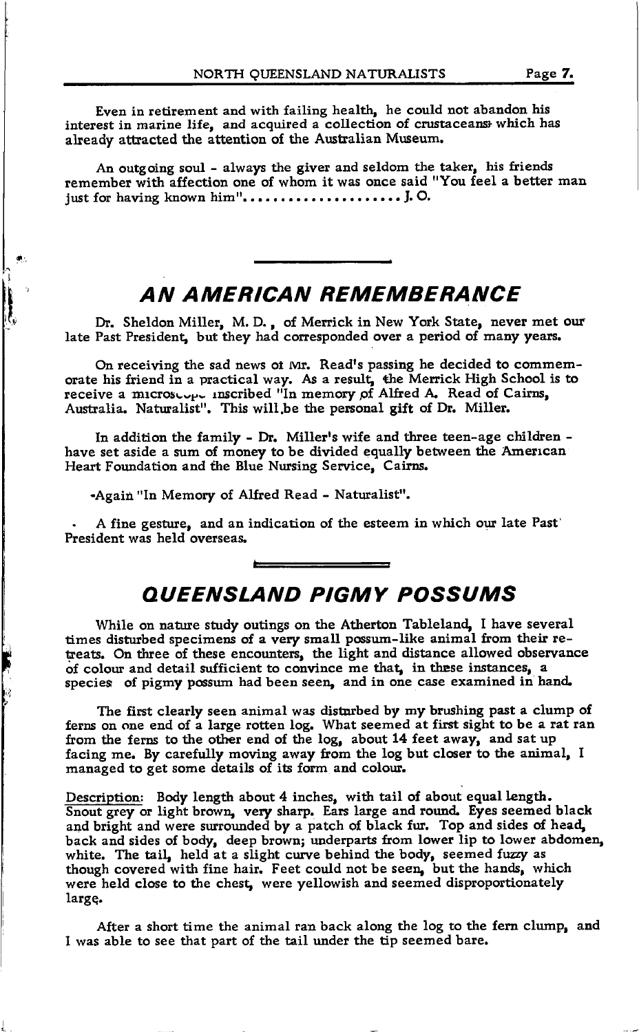Even in retirement and with failing health, he could not abandon his interest in marine life, and acquired a collection of crustaceans which has already attracted the attention of the Australian Museum.

An outgoing soul - always the giver and seldom the taker, his friends remember with affection one of whom it was once said "You feel a better man just for having known him"..................... J. O.

## AN AMERICAN REMEMBERANCE

Dr. Sheldon Miller, M. D., of Merrick in New York State, never met our late Past President, but they had corresponded over a period of many years.

On receiving the sad news of Mr. Read's passing he decided to commemorate his friend in a practical way. As a result, the Merrick High School is to receive a microscope inscribed "In memory of Alfred A. Read of Cairns, Australia. Naturalist". This will be the personal gift of Dr. Miller.

In addition the family - Dr. Miller's wife and three teen-age children - have set aside a sum of money to be divided equally between the American Heart Foundation and the Blue Nursing Service, Cairns.

Again "In Memory of Alfred Read - Naturalist".

A fine gesture, and an indication of the esteem in which our late Past President was held overseas.

## QUEENSLAND PIGMY POSSUMS

While on nature study outings on the Atherton Tableland, I have several times disturbed specimens of a very small possum-like animal from their retreats. On three of these encounters, the light and distance allowed observance of colour and detail sufficient to convince me that, in these instances, a species of pigmy possum had been seen, and in one case examined in hand.

The first clearly seen animal was disturbed by my brushing past a clump of ferns on one end of a large rotten log. What seemed at first sight to be a rat ran from the ferns to the other end of the log, about 14 feet away, and sat up facing me. By carefully moving away from the log but closer to the animal, I managed to get some details of its form and colour.

Description: Body length about 4 inches, with tail of about equal length. Snout grey or light brown, very sharp. Ears large and round. Eyes seemed black and bright and were surrounded by a patch of black fur. Top and sides of head, back and sides of body, deep brown; underparts from lower lip to lower abdomen, white. The tail, held at a slight curve behind the body, seemed fuzzy as though covered with fine hair. Feet could not be seen, but the hands, which were held close to the chest, were yellowish and seemed disproportionately large.

After a short time the animal ran back along the log to the fern clump, and I was able to see that part of the tail under the tip seemed bare.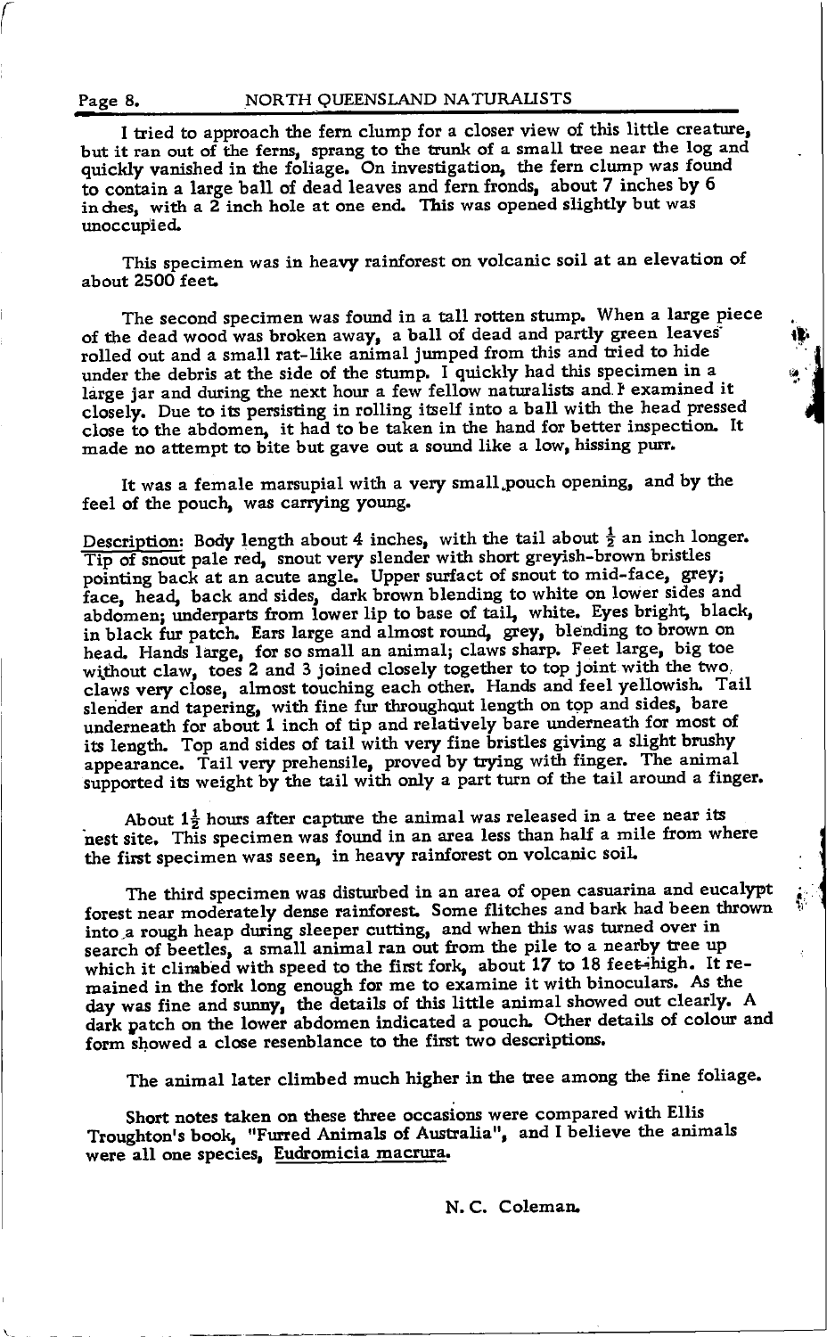I tried to approach the fern clump for a closer view of this little creature, but it ran out of the ferns, sprang to the trunk of a small tree near the log and quickly vanished in the foliage. On investigation, the fern clump was found to contain a large ball of dead leaves and fern fronds, about 7 inches by 6 inches, with a 2 inch hole at one end. This was opened slightly but was unoccupied.

This specimen was in heavy rainforest on volcanic soil at an elevation of about 2500 feet.

The second specimen was found in a tall rotten stump. When a large piece of the dead wood was broken away, a ball of dead and partly green leaves rolled out and a small rat-like animal jumped from this and tried to hide under the debris at the side of the stump. I quickly had this specimen in a large jar and during the next hour a few fellow naturalists and I examined it closely. Due to its persisting in rolling itself into a ball with the head pressed close to the abdomen, it had to be taken in the hand for better inspection. It made no attempt to bite but gave out a sound like a low, hissing purr.

It was a female marsupial with a very small pouch opening, and by the feel of the pouch, was carrying young.

Description: Body length about 4 inches, with the tail about ½ an inch longer. Tip of snout pale red, snout very slender with short greyish-brown bristles pointing back at an acute angle. Upper surface of snout to mid-face, grey; face, head, back and sides, dark brown blending to white on lower sides and abdomen; underparts from lower lip to base of tail, white. Eyes bright, black, in black fur patch. Ears large and almost round, grey, blending to brown on head. Hands large, for so small an animal; claws sharp. Feet large, big toe without claw, toes 2 and 3 joined closely together to top joint with the two claws very close, almost touching each other. Hands and feel yellowish. Tail slender and tapering, with fine fur throughout length on top and sides, bare underneath for about 1 inch of tip and relatively bare underneath for most of its length. Top and sides of tail with very fine bristles giving a slight brushy appearance. Tail very prehensile, proved by trying with finger. The animal supported its weight by the tail with only a part turn of the tail around a finger.

About 1½ hours after capture the animal was released in a tree near its nest site. This specimen was found in an area less than half a mile from where the first specimen was seen, in heavy rainforest on volcanic soil.

The third specimen was disturbed in an area of open casuarina and eucalypt forest near moderately dense rainforest. Some flitches and bark had been thrown into a rough heap during sleeper cutting, and when this was turned over in search of beetles, a small animal ran out from the pile to a nearby tree up which it climbed with speed to the first fork, about 17 to 18 feet high. It remained in the fork long enough for me to examine it with binoculars. As the day was fine and sunny, the details of this little animal showed out clearly. A dark patch on the lower abdomen indicated a pouch. Other details of colour and form showed a close resenblance to the first two descriptions.

The animal later climbed much higher in the tree among the fine foliage.

Short notes taken on these three occasions were compared with Ellis Troughton's book, "Furred Animals of Australia", and I believe the animals were all one species, Eudromicia macrura.

N. C. Coleman.